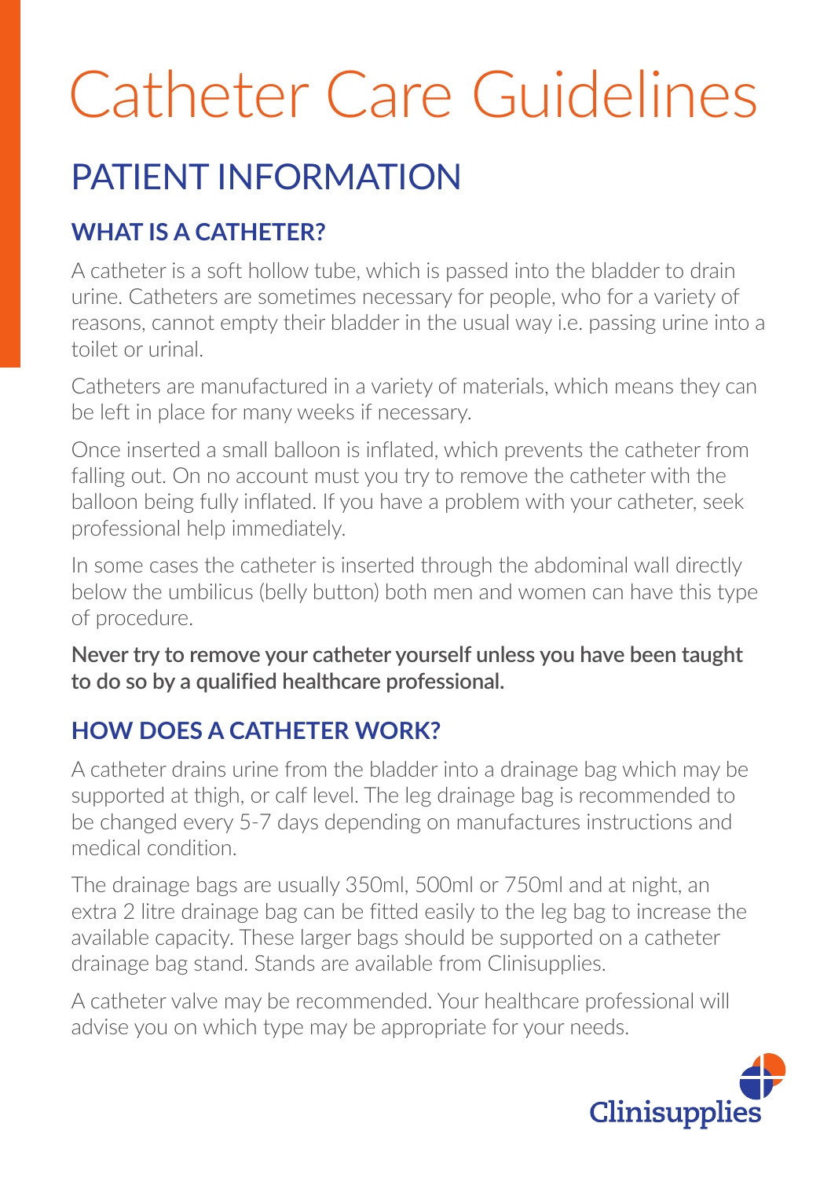# Catheter Care Guidelines

## PATIENT INFORMATION

### WHAT IS A CATHETER?

A catheter is a soft hollow tube, which is passed into the bladder to drain urine. Catheters are sometimes necessary for people, who for a variety of reasons, cannot empty their bladder in the usual way i.e. passing urine into a toilet or urinal.

Catheters are manufactured in a variety of materials, which means they can be left in place for many weeks if necessary.

Once inserted a small balloon is inflated, which prevents the catheter from falling out. On no account must you try to remove the catheter with the balloon being fully inflated. If you have a problem with your catheter, seek professional help immediately.

In some cases the catheter is inserted through the abdominal wall directly below the umbilicus (belly button) both men and women can have this type of procedure.

**Never try to remove your catheter yourself unless you have been taught to do so by a qualified healthcare professional.**

### HOW DOES A CATHETER WORK?

A catheter drains urine from the bladder into a drainage bag which may be supported at thigh, or calf level. The leg drainage bag is recommended to be changed every 5-7 days depending on manufactures instructions and medical condition.

The drainage bags are usually 350ml, 500ml or 750ml and at night, an extra 2 litre drainage bag can be fitted easily to the leg bag to increase the available capacity. These larger bags should be supported on a catheter drainage bag stand. Stands are available from Clinisupplies.

A catheter valve may be recommended. Your healthcare professional will advise you on which type may be appropriate for your needs.

Clinisupplies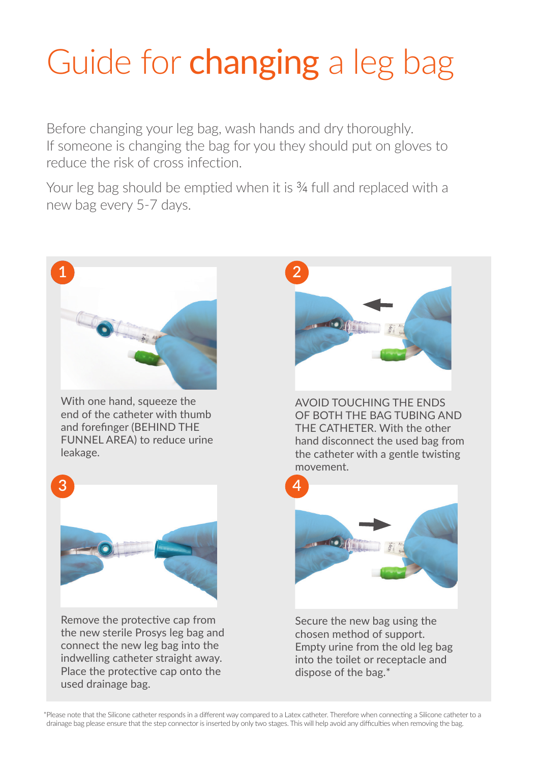# Guide for **changing** a leg bag

Before changing your leg bag, wash hands and dry thoroughly. If someone is changing the bag for you they should put on gloves to reduce the risk of cross infection.

Your leg bag should be emptied when it is ¾ full and replaced with a new bag every 5-7 days.

**1**

With one hand, squeeze the end of the catheter with thumb and forefinger (BEHIND THE FUNNEL AREA) to reduce urine leakage.

**2**

AVOID TOUCHING THE ENDS OF BOTH THE BAG TUBING AND THE CATHETER. With the other hand disconnect the used bag from the catheter with a gentle twisting movement.

**3**

Remove the protective cap from the new sterile Prosys leg bag and connect the new leg bag into the indwelling catheter straight away. Place the protective cap onto the used drainage bag.

**4**

Secure the new bag using the chosen method of support. Empty urine from the old leg bag into the toilet or receptacle and dispose of the bag.*

*Please note that the Silicone catheter responds in a different way compared to a Latex catheter. Therefore when connecting a Silicone catheter to a drainage bag please ensure that the step connector is inserted by only two stages. This will help avoid any difficulties when removing the bag.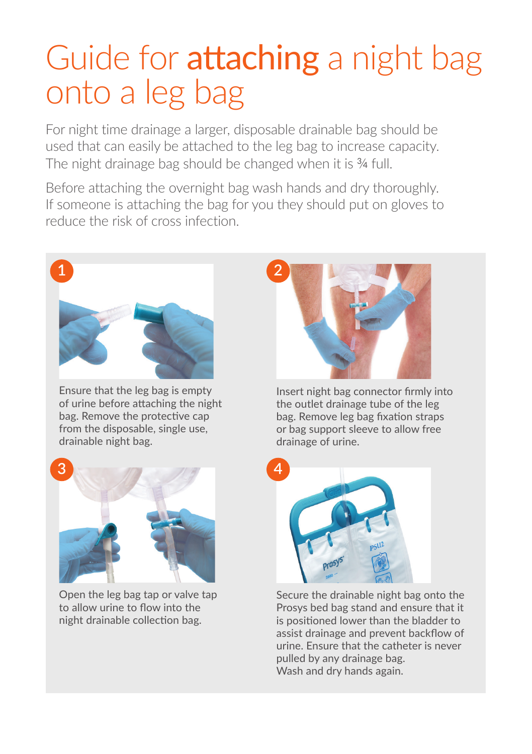# Guide for **attaching** a night bag onto a leg bag

For night time drainage a larger, disposable drainable bag should be used that can easily be attached to the leg bag to increase capacity. The night drainage bag should be changed when it is ¾ full.

Before attaching the overnight bag wash hands and dry thoroughly. If someone is attaching the bag for you they should put on gloves to reduce the risk of cross infection.

1. Ensure that the leg bag is empty of urine before attaching the night bag. Remove the protective cap from the disposable, single use, drainable night bag.

2. Insert night bag connector firmly into the outlet drainage tube of the leg bag. Remove leg bag fixation straps or bag support sleeve to allow free drainage of urine.

3. Open the leg bag tap or valve tap to allow urine to flow into the night drainable collection bag.

4. Secure the drainable night bag onto the Prosys bed bag stand and ensure that it is positioned lower than the bladder to assist drainage and prevent backflow of urine. Ensure that the catheter is never pulled by any drainage bag.
   Wash and dry hands again.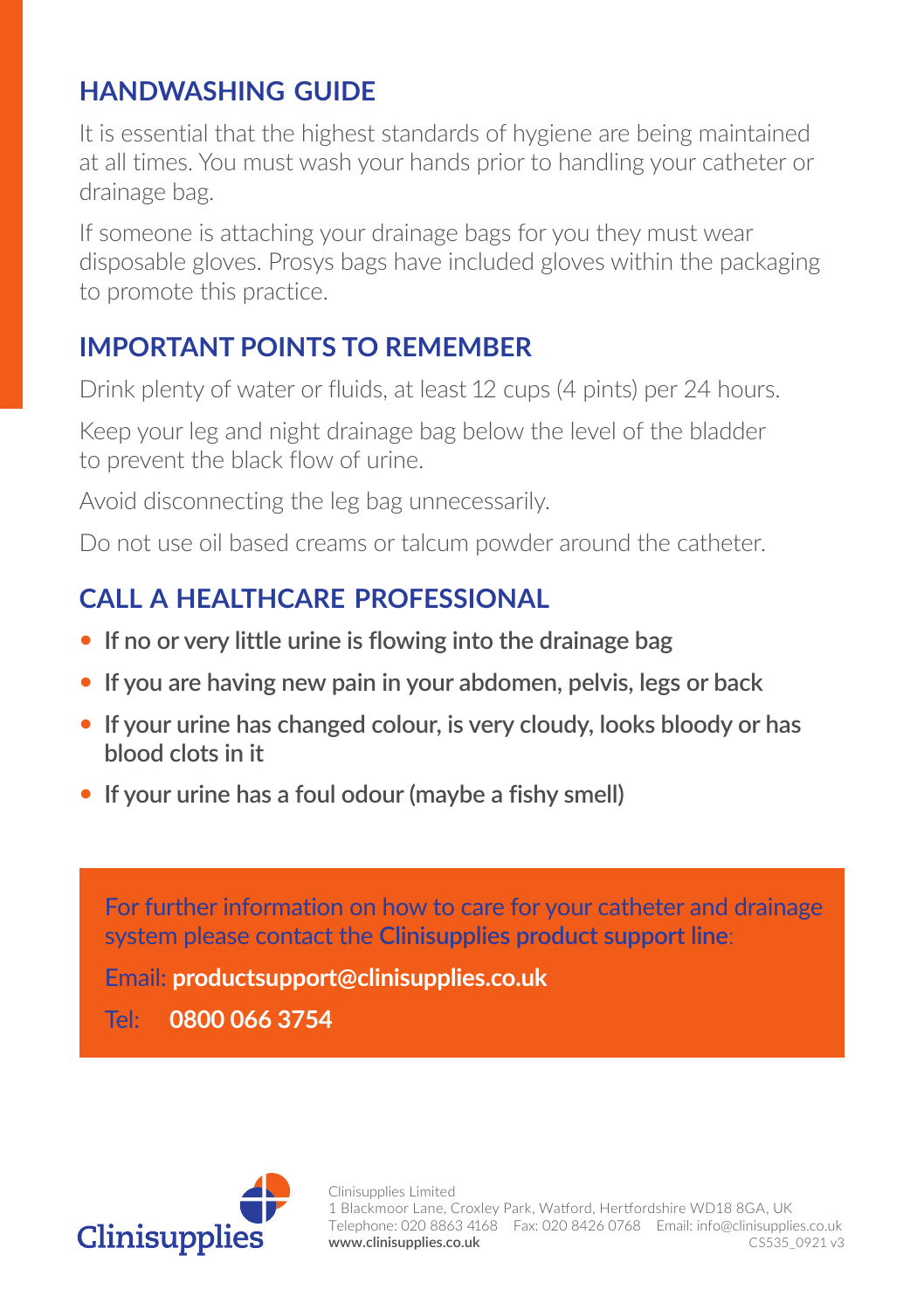## HANDWASHING GUIDE

It is essential that the highest standards of hygiene are being maintained at all times. You must wash your hands prior to handling your catheter or drainage bag.

If someone is attaching your drainage bags for you they must wear disposable gloves. Prosys bags have included gloves within the packaging to promote this practice.

## IMPORTANT POINTS TO REMEMBER

Drink plenty of water or fluids, at least 12 cups (4 pints) per 24 hours.

Keep your leg and night drainage bag below the level of the bladder to prevent the black flow of urine.

Avoid disconnecting the leg bag unnecessarily.

Do not use oil based creams or talcum powder around the catheter.

## CALL A HEALTHCARE PROFESSIONAL

- **If no or very little urine is flowing into the drainage bag**
- **If you are having new pain in your abdomen, pelvis, legs or back**
- **If your urine has changed colour, is very cloudy, looks bloody or has blood clots in it**
- **If your urine has a foul odour (maybe a fishy smell)**

For further information on how to care for your catheter and drainage system please contact the **Clinisupplies product support line**:

Email: **productsupport@clinisupplies.co.uk**

Tel: **0800 066 3754**

Clinisupplies

Clinisupplies Limited
1 Blackmoor Lane, Croxley Park, Watford, Hertfordshire WD18 8GA, UK
Telephone: 020 8863 4168 Fax: 020 8426 0768 Email: info@clinisupplies.co.uk
**www.clinisupplies.co.uk**
CS535_0921 v3